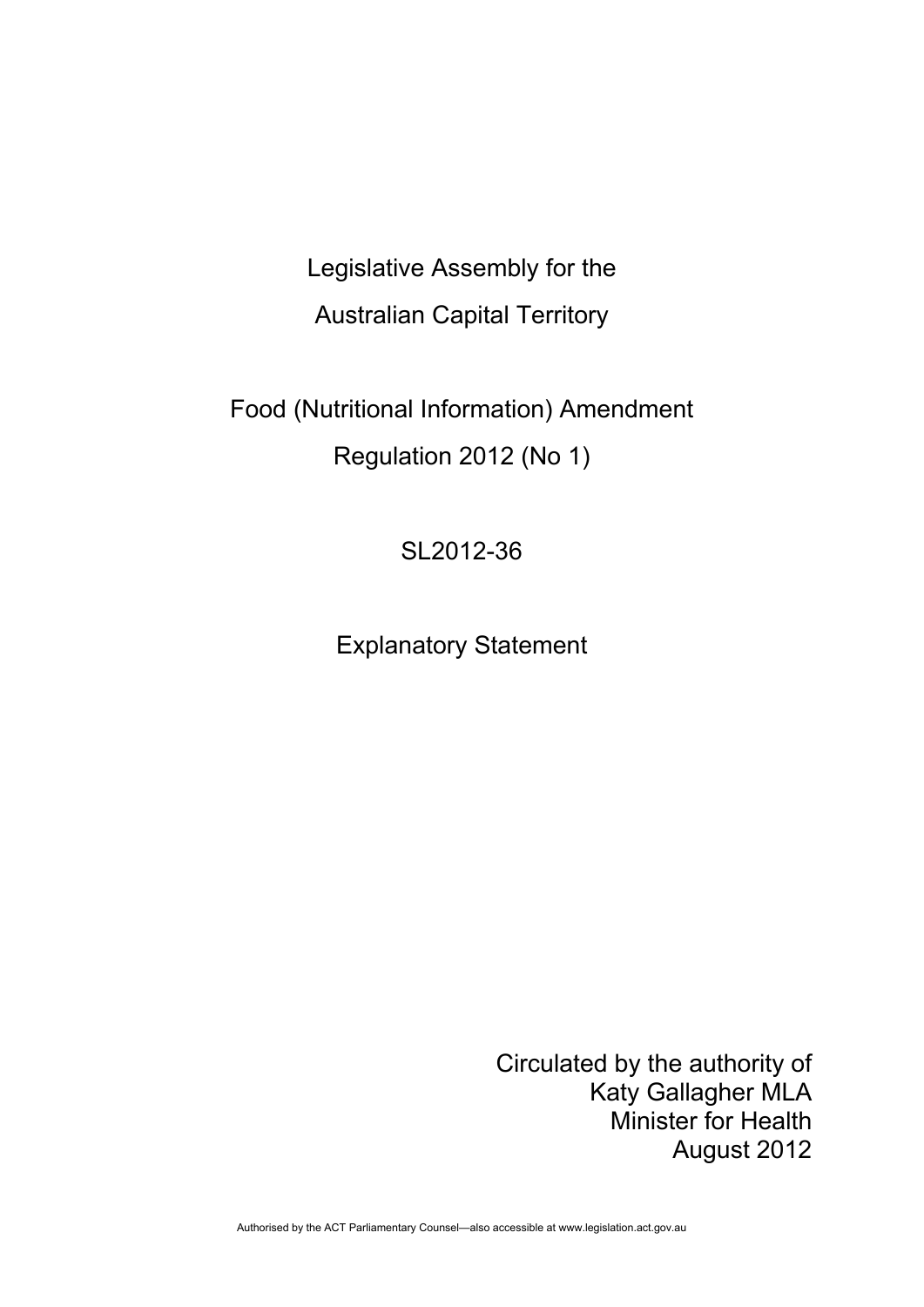Legislative Assembly for the

Australian Capital Territory

# Food (Nutritional Information) Amendment Regulation 2012 (No 1)

SL2012-36

## Explanatory Statement

Circulated by the authority of
Katy Gallagher MLA
Minister for Health
August 2012

Authorised by the ACT Parliamentary Counsel—also accessible at www.legislation.act.gov.au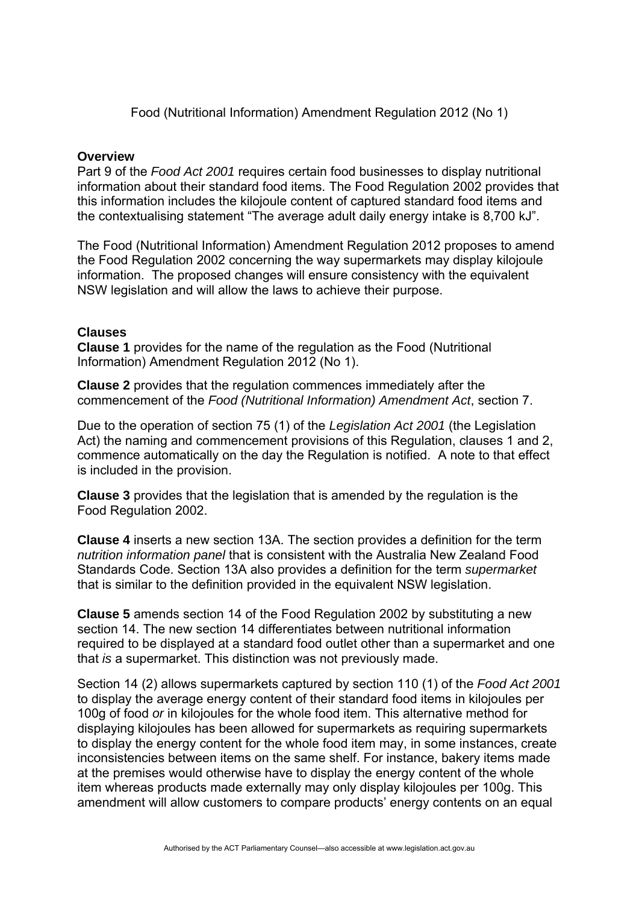Food (Nutritional Information) Amendment Regulation 2012 (No 1)

**Overview**

Part 9 of the *Food Act 2001* requires certain food businesses to display nutritional information about their standard food items. The Food Regulation 2002 provides that this information includes the kilojoule content of captured standard food items and the contextualising statement "The average adult daily energy intake is 8,700 kJ".

The Food (Nutritional Information) Amendment Regulation 2012 proposes to amend the Food Regulation 2002 concerning the way supermarkets may display kilojoule information. The proposed changes will ensure consistency with the equivalent NSW legislation and will allow the laws to achieve their purpose.

**Clauses**

**Clause 1** provides for the name of the regulation as the Food (Nutritional Information) Amendment Regulation 2012 (No 1).

**Clause 2** provides that the regulation commences immediately after the commencement of the *Food (Nutritional Information) Amendment Act*, section 7.

Due to the operation of section 75 (1) of the *Legislation Act 2001* (the Legislation Act) the naming and commencement provisions of this Regulation, clauses 1 and 2, commence automatically on the day the Regulation is notified. A note to that effect is included in the provision.

**Clause 3** provides that the legislation that is amended by the regulation is the Food Regulation 2002.

**Clause 4** inserts a new section 13A. The section provides a definition for the term *nutrition information panel* that is consistent with the Australia New Zealand Food Standards Code. Section 13A also provides a definition for the term *supermarket* that is similar to the definition provided in the equivalent NSW legislation.

**Clause 5** amends section 14 of the Food Regulation 2002 by substituting a new section 14. The new section 14 differentiates between nutritional information required to be displayed at a standard food outlet other than a supermarket and one that *is* a supermarket. This distinction was not previously made.

Section 14 (2) allows supermarkets captured by section 110 (1) of the *Food Act 2001* to display the average energy content of their standard food items in kilojoules per 100g of food *or* in kilojoules for the whole food item. This alternative method for displaying kilojoules has been allowed for supermarkets as requiring supermarkets to display the energy content for the whole food item may, in some instances, create inconsistencies between items on the same shelf. For instance, bakery items made at the premises would otherwise have to display the energy content of the whole item whereas products made externally may only display kilojoules per 100g. This amendment will allow customers to compare products' energy contents on an equal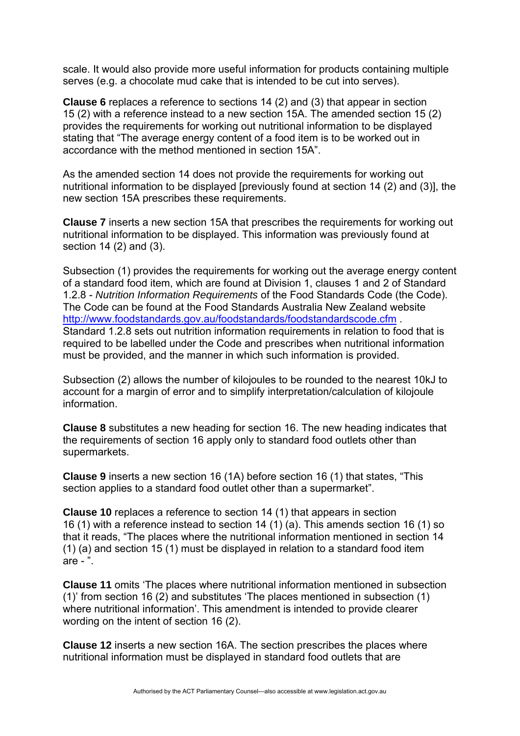scale. It would also provide more useful information for products containing multiple serves (e.g. a chocolate mud cake that is intended to be cut into serves).

**Clause 6** replaces a reference to sections 14 (2) and (3) that appear in section 15 (2) with a reference instead to a new section 15A. The amended section 15 (2) provides the requirements for working out nutritional information to be displayed stating that "The average energy content of a food item is to be worked out in accordance with the method mentioned in section 15A".

As the amended section 14 does not provide the requirements for working out nutritional information to be displayed [previously found at section 14 (2) and (3)], the new section 15A prescribes these requirements.

**Clause 7** inserts a new section 15A that prescribes the requirements for working out nutritional information to be displayed. This information was previously found at section 14 (2) and (3).

Subsection (1) provides the requirements for working out the average energy content of a standard food item, which are found at Division 1, clauses 1 and 2 of Standard 1.2.8 - *Nutrition Information Requirements* of the Food Standards Code (the Code). The Code can be found at the Food Standards Australia New Zealand website http://www.foodstandards.gov.au/foodstandards/foodstandardscode.cfm . Standard 1.2.8 sets out nutrition information requirements in relation to food that is required to be labelled under the Code and prescribes when nutritional information must be provided, and the manner in which such information is provided.

Subsection (2) allows the number of kilojoules to be rounded to the nearest 10kJ to account for a margin of error and to simplify interpretation/calculation of kilojoule information.

**Clause 8** substitutes a new heading for section 16. The new heading indicates that the requirements of section 16 apply only to standard food outlets other than supermarkets.

**Clause 9** inserts a new section 16 (1A) before section 16 (1) that states, "This section applies to a standard food outlet other than a supermarket".

**Clause 10** replaces a reference to section 14 (1) that appears in section 16 (1) with a reference instead to section 14 (1) (a). This amends section 16 (1) so that it reads, "The places where the nutritional information mentioned in section 14 (1) (a) and section 15 (1) must be displayed in relation to a standard food item are - ".

**Clause 11** omits 'The places where nutritional information mentioned in subsection (1)' from section 16 (2) and substitutes 'The places mentioned in subsection (1) where nutritional information'. This amendment is intended to provide clearer wording on the intent of section 16 (2).

**Clause 12** inserts a new section 16A. The section prescribes the places where nutritional information must be displayed in standard food outlets that are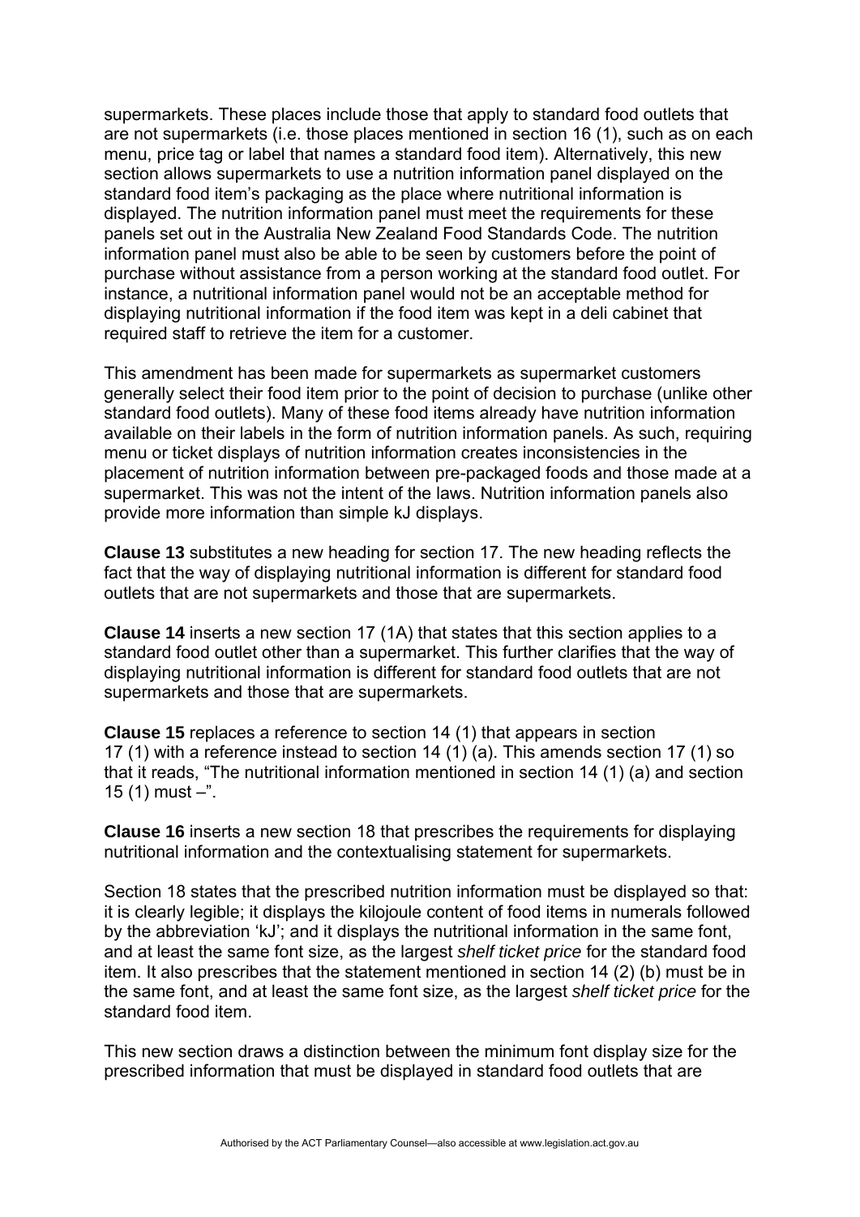supermarkets. These places include those that apply to standard food outlets that are not supermarkets (i.e. those places mentioned in section 16 (1), such as on each menu, price tag or label that names a standard food item). Alternatively, this new section allows supermarkets to use a nutrition information panel displayed on the standard food item's packaging as the place where nutritional information is displayed. The nutrition information panel must meet the requirements for these panels set out in the Australia New Zealand Food Standards Code. The nutrition information panel must also be able to be seen by customers before the point of purchase without assistance from a person working at the standard food outlet. For instance, a nutritional information panel would not be an acceptable method for displaying nutritional information if the food item was kept in a deli cabinet that required staff to retrieve the item for a customer.

This amendment has been made for supermarkets as supermarket customers generally select their food item prior to the point of decision to purchase (unlike other standard food outlets). Many of these food items already have nutrition information available on their labels in the form of nutrition information panels. As such, requiring menu or ticket displays of nutrition information creates inconsistencies in the placement of nutrition information between pre-packaged foods and those made at a supermarket. This was not the intent of the laws. Nutrition information panels also provide more information than simple kJ displays.

**Clause 13** substitutes a new heading for section 17. The new heading reflects the fact that the way of displaying nutritional information is different for standard food outlets that are not supermarkets and those that are supermarkets.

**Clause 14** inserts a new section 17 (1A) that states that this section applies to a standard food outlet other than a supermarket. This further clarifies that the way of displaying nutritional information is different for standard food outlets that are not supermarkets and those that are supermarkets.

**Clause 15** replaces a reference to section 14 (1) that appears in section 17 (1) with a reference instead to section 14 (1) (a). This amends section 17 (1) so that it reads, "The nutritional information mentioned in section 14 (1) (a) and section 15 (1) must –".

**Clause 16** inserts a new section 18 that prescribes the requirements for displaying nutritional information and the contextualising statement for supermarkets.

Section 18 states that the prescribed nutrition information must be displayed so that: it is clearly legible; it displays the kilojoule content of food items in numerals followed by the abbreviation 'kJ'; and it displays the nutritional information in the same font, and at least the same font size, as the largest *shelf ticket price* for the standard food item. It also prescribes that the statement mentioned in section 14 (2) (b) must be in the same font, and at least the same font size, as the largest *shelf ticket price* for the standard food item.

This new section draws a distinction between the minimum font display size for the prescribed information that must be displayed in standard food outlets that are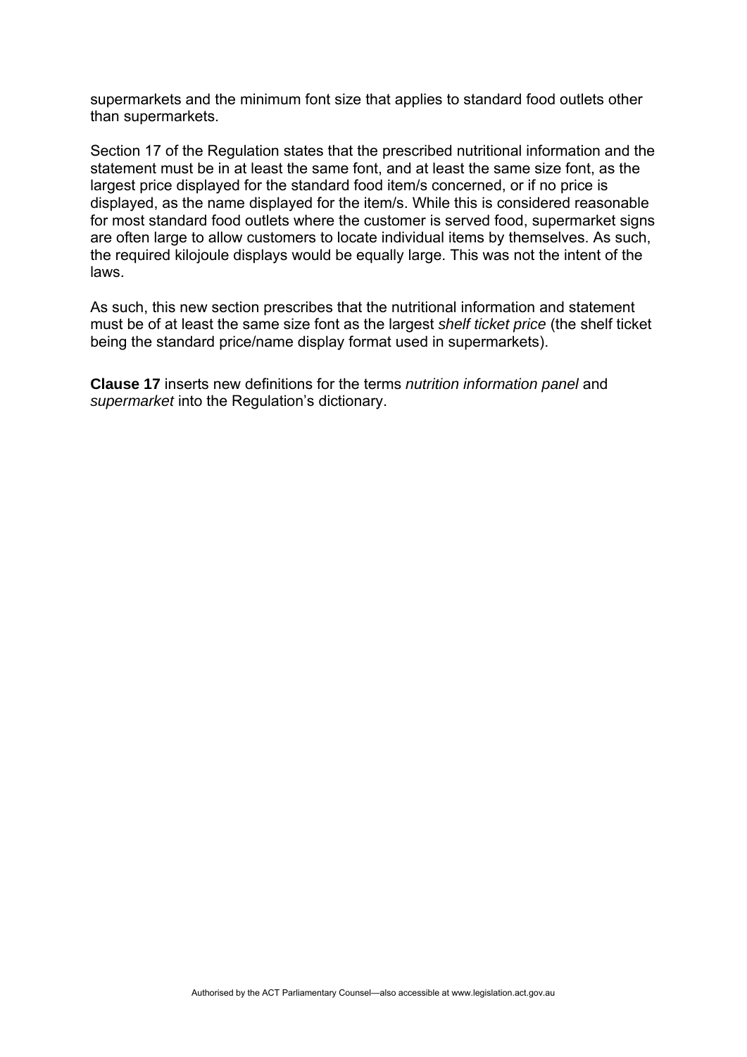supermarkets and the minimum font size that applies to standard food outlets other than supermarkets.

Section 17 of the Regulation states that the prescribed nutritional information and the statement must be in at least the same font, and at least the same size font, as the largest price displayed for the standard food item/s concerned, or if no price is displayed, as the name displayed for the item/s. While this is considered reasonable for most standard food outlets where the customer is served food, supermarket signs are often large to allow customers to locate individual items by themselves. As such, the required kilojoule displays would be equally large. This was not the intent of the laws.

As such, this new section prescribes that the nutritional information and statement must be of at least the same size font as the largest *shelf ticket price* (the shelf ticket being the standard price/name display format used in supermarkets).

**Clause 17** inserts new definitions for the terms *nutrition information panel* and *supermarket* into the Regulation's dictionary.